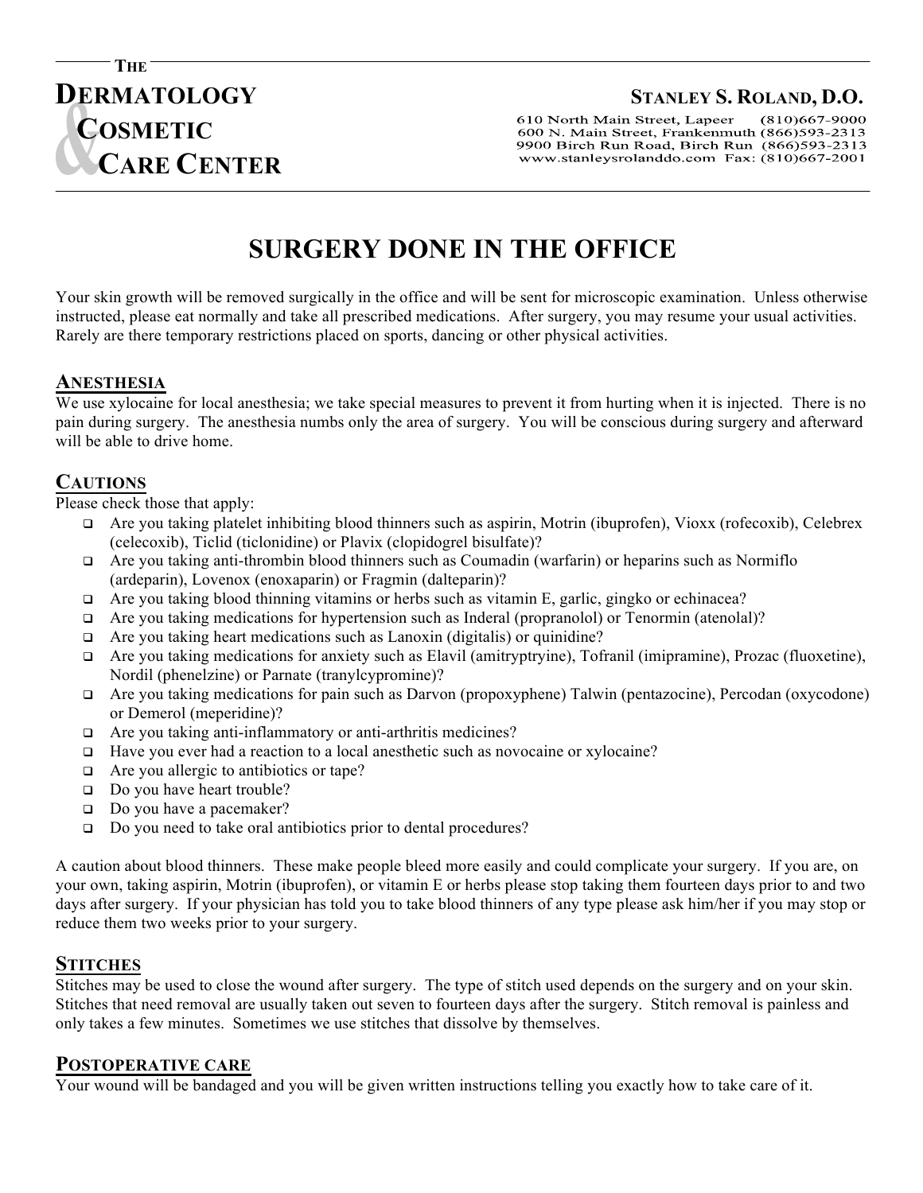THE
**DERMATOLOGY**
**COSMETIC**
**CARE CENTER**

**STANLEY S. ROLAND, D.O.**

610 North Main Street, Lapeer (810)667-9000
600 N. Main Street, Frankenmuth (866)593-2313
9900 Birch Run Road, Birch Run (866)593-2313
www.stanleysrolanddo.com Fax: (810)667-2001

# SURGERY DONE IN THE OFFICE

Your skin growth will be removed surgically in the office and will be sent for microscopic examination. Unless otherwise instructed, please eat normally and take all prescribed medications. After surgery, you may resume your usual activities. Rarely are there temporary restrictions placed on sports, dancing or other physical activities.

## ANESTHESIA

We use xylocaine for local anesthesia; we take special measures to prevent it from hurting when it is injected. There is no pain during surgery. The anesthesia numbs only the area of surgery. You will be conscious during surgery and afterward will be able to drive home.

## CAUTIONS

Please check those that apply:

- ❑ Are you taking platelet inhibiting blood thinners such as aspirin, Motrin (ibuprofen), Vioxx (rofecoxib), Celebrex (celecoxib), Ticlid (ticlonidine) or Plavix (clopidogrel bisulfate)?
- ❑ Are you taking anti-thrombin blood thinners such as Coumadin (warfarin) or heparins such as Normiflo (ardeparin), Lovenox (enoxaparin) or Fragmin (dalteparin)?
- ❑ Are you taking blood thinning vitamins or herbs such as vitamin E, garlic, gingko or echinacea?
- ❑ Are you taking medications for hypertension such as Inderal (propranolol) or Tenormin (atenolal)?
- ❑ Are you taking heart medications such as Lanoxin (digitalis) or quinidine?
- ❑ Are you taking medications for anxiety such as Elavil (amitryptryine), Tofranil (imipramine), Prozac (fluoxetine), Nordil (phenelzine) or Parnate (tranylcypromine)?
- ❑ Are you taking medications for pain such as Darvon (propoxyphene) Talwin (pentazocine), Percodan (oxycodone) or Demerol (meperidine)?
- ❑ Are you taking anti-inflammatory or anti-arthritis medicines?
- ❑ Have you ever had a reaction to a local anesthetic such as novocaine or xylocaine?
- ❑ Are you allergic to antibiotics or tape?
- ❑ Do you have heart trouble?
- ❑ Do you have a pacemaker?
- ❑ Do you need to take oral antibiotics prior to dental procedures?

A caution about blood thinners. These make people bleed more easily and could complicate your surgery. If you are, on your own, taking aspirin, Motrin (ibuprofen), or vitamin E or herbs please stop taking them fourteen days prior to and two days after surgery. If your physician has told you to take blood thinners of any type please ask him/her if you may stop or reduce them two weeks prior to your surgery.

## STITCHES

Stitches may be used to close the wound after surgery. The type of stitch used depends on the surgery and on your skin. Stitches that need removal are usually taken out seven to fourteen days after the surgery. Stitch removal is painless and only takes a few minutes. Sometimes we use stitches that dissolve by themselves.

## POSTOPERATIVE CARE

Your wound will be bandaged and you will be given written instructions telling you exactly how to take care of it.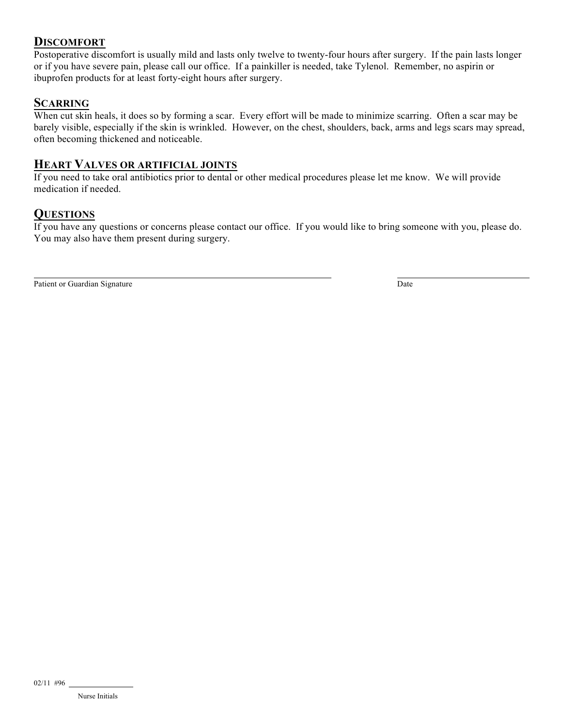## Discomfort

Postoperative discomfort is usually mild and lasts only twelve to twenty-four hours after surgery. If the pain lasts longer or if you have severe pain, please call our office. If a painkiller is needed, take Tylenol. Remember, no aspirin or ibuprofen products for at least forty-eight hours after surgery.

## Scarring

When cut skin heals, it does so by forming a scar. Every effort will be made to minimize scarring. Often a scar may be barely visible, especially if the skin is wrinkled. However, on the chest, shoulders, back, arms and legs scars may spread, often becoming thickened and noticeable.

## Heart Valves or artificial joints

If you need to take oral antibiotics prior to dental or other medical procedures please let me know. We will provide medication if needed.

## Questions

If you have any questions or concerns please contact our office. If you would like to bring someone with you, please do. You may also have them present during surgery.

\_\_\_\_\_\_\_\_\_\_\_\_\_\_\_\_\_\_\_\_\_\_\_\_\_\_\_\_\_\_\_\_\_\_\_\_\_\_\_\_\_\_ \_\_\_\_\_\_\_\_\_\_\_\_\_\_\_\_\_\_\_\_

Patient or Guardian Signature Date

02/11 #96 \_\_\_\_\_\_\_\_\_\_\_\_

Nurse Initials